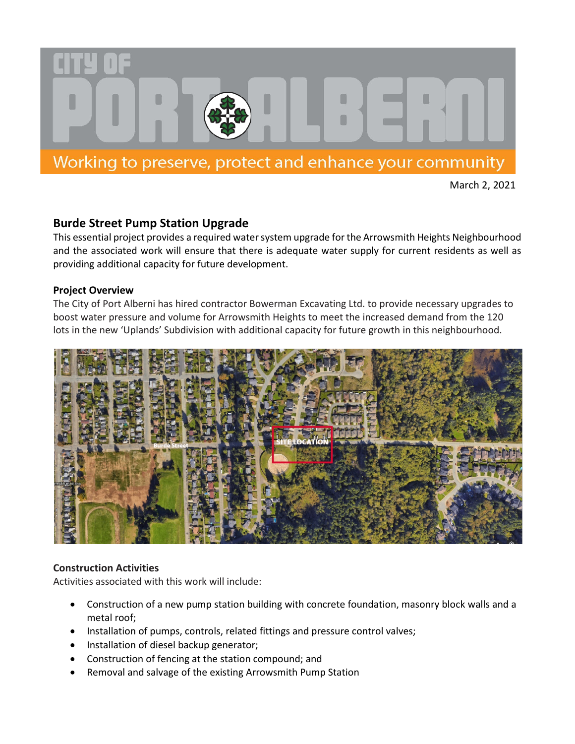CITY OF PORT ALBERNI

Working to preserve, protect and enhance your community

March 2, 2021

## Burde Street Pump Station Upgrade

This essential project provides a required water system upgrade for the Arrowsmith Heights Neighbourhood and the associated work will ensure that there is adequate water supply for current residents as well as providing additional capacity for future development.

### Project Overview

The City of Port Alberni has hired contractor Bowerman Excavating Ltd. to provide necessary upgrades to boost water pressure and volume for Arrowsmith Heights to meet the increased demand from the 120 lots in the new 'Uplands' Subdivision with additional capacity for future growth in this neighbourhood.

Burde Street

SITE LOCATION

### Construction Activities

Activities associated with this work will include:

- Construction of a new pump station building with concrete foundation, masonry block walls and a metal roof;
- Installation of pumps, controls, related fittings and pressure control valves;
- Installation of diesel backup generator;
- Construction of fencing at the station compound; and
- Removal and salvage of the existing Arrowsmith Pump Station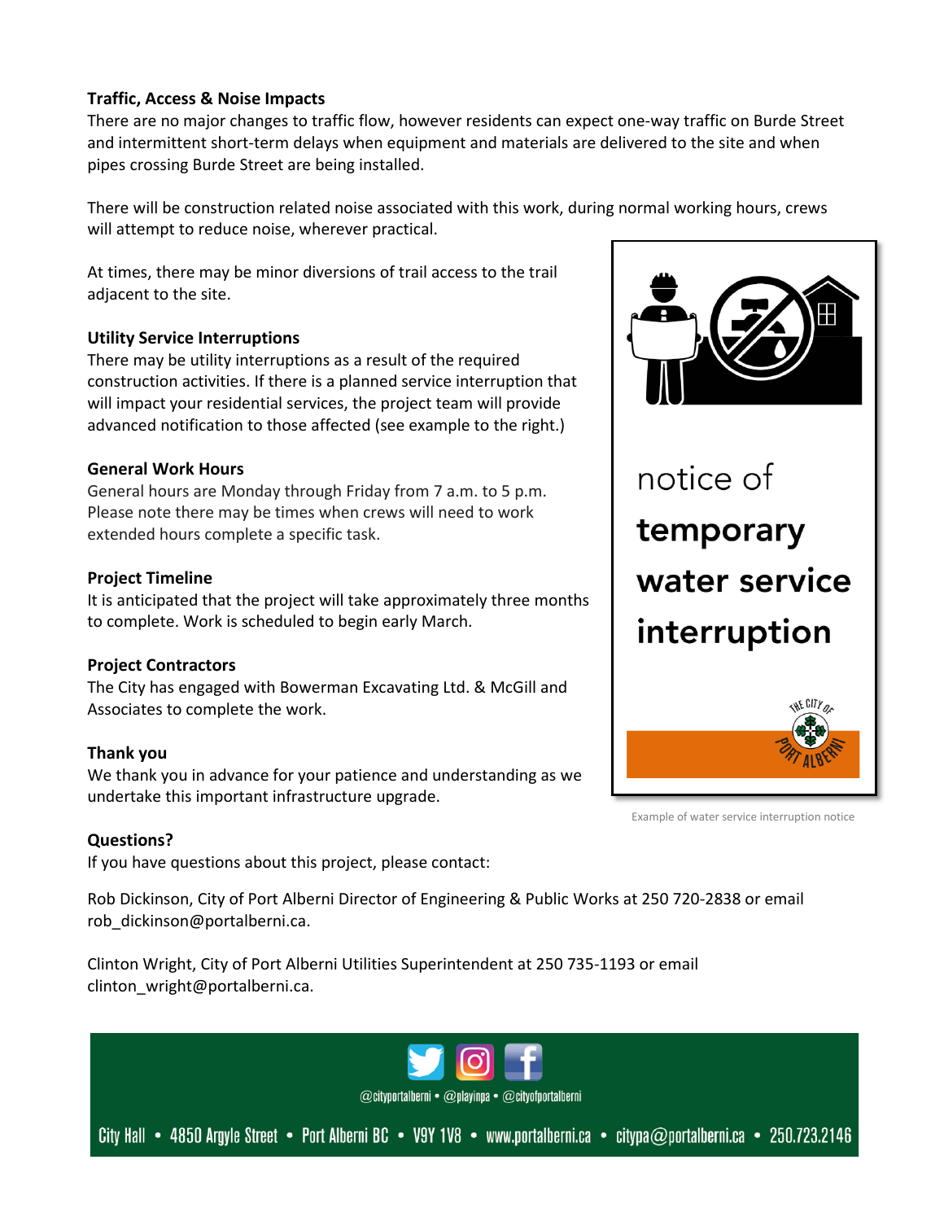**Traffic, Access & Noise Impacts**

There are no major changes to traffic flow, however residents can expect one-way traffic on Burde Street and intermittent short-term delays when equipment and materials are delivered to the site and when pipes crossing Burde Street are being installed.

There will be construction related noise associated with this work, during normal working hours, crews will attempt to reduce noise, wherever practical.

At times, there may be minor diversions of trail access to the trail adjacent to the site.

**Utility Service Interruptions**

There may be utility interruptions as a result of the required construction activities. If there is a planned service interruption that will impact your residential services, the project team will provide advanced notification to those affected (see example to the right.)

notice of **temporary water service interruption**

Example of water service interruption notice

**General Work Hours**

General hours are Monday through Friday from 7 a.m. to 5 p.m. Please note there may be times when crews will need to work extended hours complete a specific task.

**Project Timeline**

It is anticipated that the project will take approximately three months to complete. Work is scheduled to begin early March.

**Project Contractors**

The City has engaged with Bowerman Excavating Ltd. & McGill and Associates to complete the work.

**Thank you**

We thank you in advance for your patience and understanding as we undertake this important infrastructure upgrade.

**Questions?**

If you have questions about this project, please contact:

Rob Dickinson, City of Port Alberni Director of Engineering & Public Works at 250 720-2838 or email rob_dickinson@portalberni.ca.

Clinton Wright, City of Port Alberni Utilities Superintendent at 250 735-1193 or email clinton_wright@portalberni.ca.

@cityportalberni • @playinpa • @cityofportalberni

City Hall • 4850 Argyle Street • Port Alberni BC • V9Y 1V8 • www.portalberni.ca • citypa@portalberni.ca • 250.723.2146